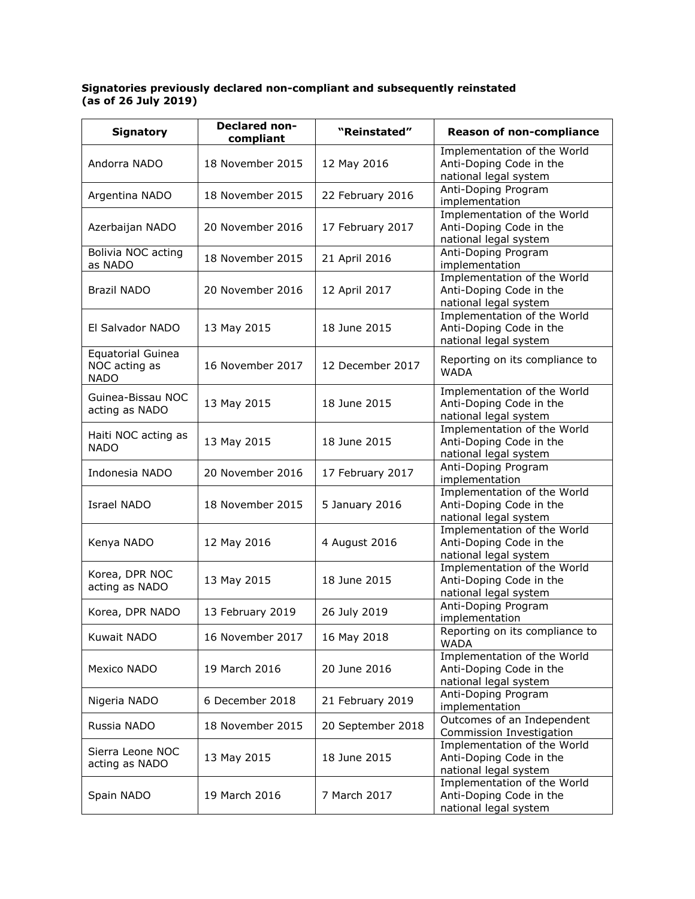**Signatories previously declared non-compliant and subsequently reinstated (as of 26 July 2019)**

| Signatory | Declared non-compliant | "Reinstated" | Reason of non-compliance |
| --- | --- | --- | --- |
| Andorra NADO | 18 November 2015 | 12 May 2016 | Implementation of the World Anti-Doping Code in the national legal system |
| Argentina NADO | 18 November 2015 | 22 February 2016 | Anti-Doping Program implementation |
| Azerbaijan NADO | 20 November 2016 | 17 February 2017 | Implementation of the World Anti-Doping Code in the national legal system |
| Bolivia NOC acting as NADO | 18 November 2015 | 21 April 2016 | Anti-Doping Program implementation |
| Brazil NADO | 20 November 2016 | 12 April 2017 | Implementation of the World Anti-Doping Code in the national legal system |
| El Salvador NADO | 13 May 2015 | 18 June 2015 | Implementation of the World Anti-Doping Code in the national legal system |
| Equatorial Guinea NOC acting as NADO | 16 November 2017 | 12 December 2017 | Reporting on its compliance to WADA |
| Guinea-Bissau NOC acting as NADO | 13 May 2015 | 18 June 2015 | Implementation of the World Anti-Doping Code in the national legal system |
| Haiti NOC acting as NADO | 13 May 2015 | 18 June 2015 | Implementation of the World Anti-Doping Code in the national legal system |
| Indonesia NADO | 20 November 2016 | 17 February 2017 | Anti-Doping Program implementation |
| Israel NADO | 18 November 2015 | 5 January 2016 | Implementation of the World Anti-Doping Code in the national legal system |
| Kenya NADO | 12 May 2016 | 4 August 2016 | Implementation of the World Anti-Doping Code in the national legal system |
| Korea, DPR NOC acting as NADO | 13 May 2015 | 18 June 2015 | Implementation of the World Anti-Doping Code in the national legal system |
| Korea, DPR NADO | 13 February 2019 | 26 July 2019 | Anti-Doping Program implementation |
| Kuwait NADO | 16 November 2017 | 16 May 2018 | Reporting on its compliance to WADA |
| Mexico NADO | 19 March 2016 | 20 June 2016 | Implementation of the World Anti-Doping Code in the national legal system |
| Nigeria NADO | 6 December 2018 | 21 February 2019 | Anti-Doping Program implementation |
| Russia NADO | 18 November 2015 | 20 September 2018 | Outcomes of an Independent Commission Investigation |
| Sierra Leone NOC acting as NADO | 13 May 2015 | 18 June 2015 | Implementation of the World Anti-Doping Code in the national legal system |
| Spain NADO | 19 March 2016 | 7 March 2017 | Implementation of the World Anti-Doping Code in the national legal system |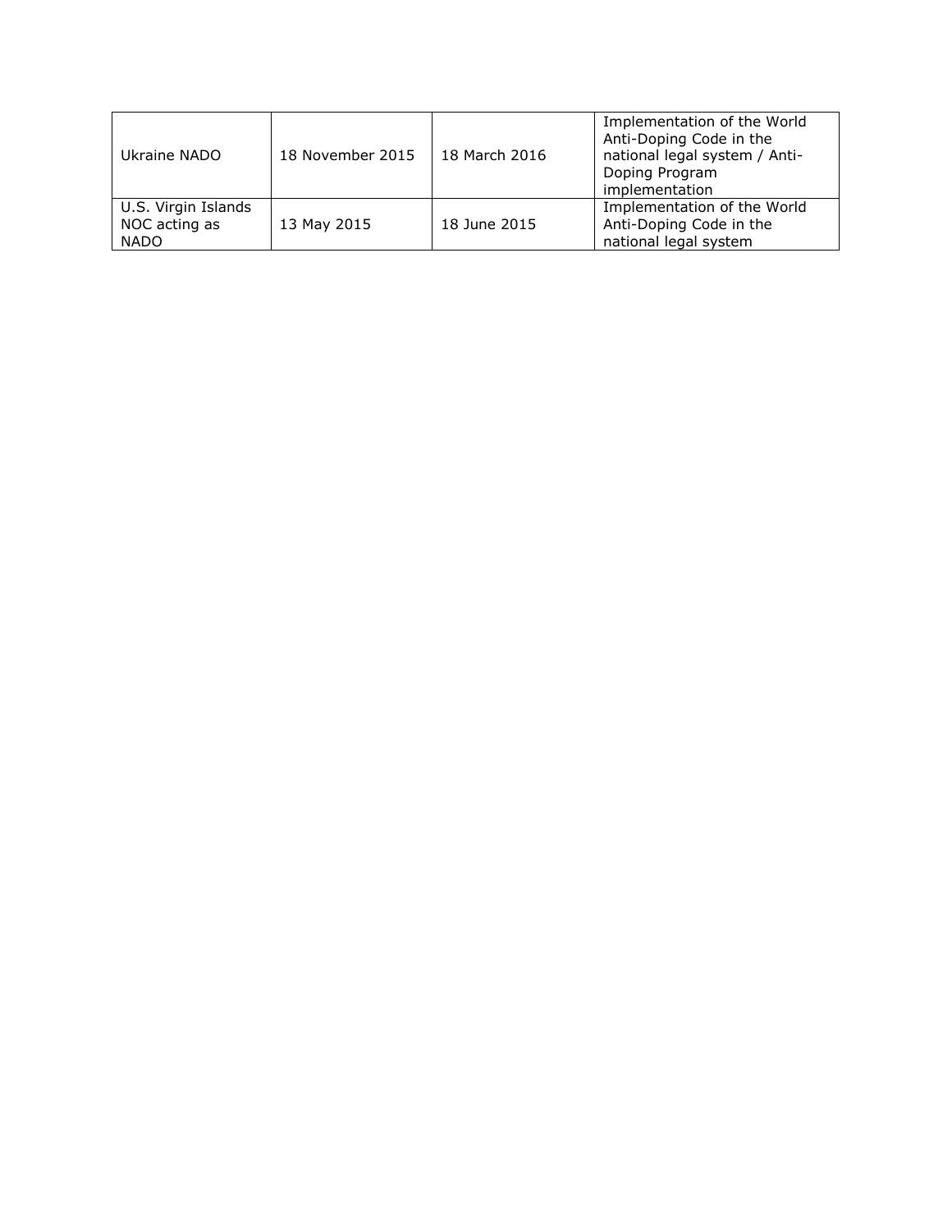| | | | |
|---|---|---|---|
| Ukraine NADO | 18 November 2015 | 18 March 2016 | Implementation of the World Anti-Doping Code in the national legal system / Anti-Doping Program implementation |
| U.S. Virgin Islands NOC acting as NADO | 13 May 2015 | 18 June 2015 | Implementation of the World Anti-Doping Code in the national legal system |